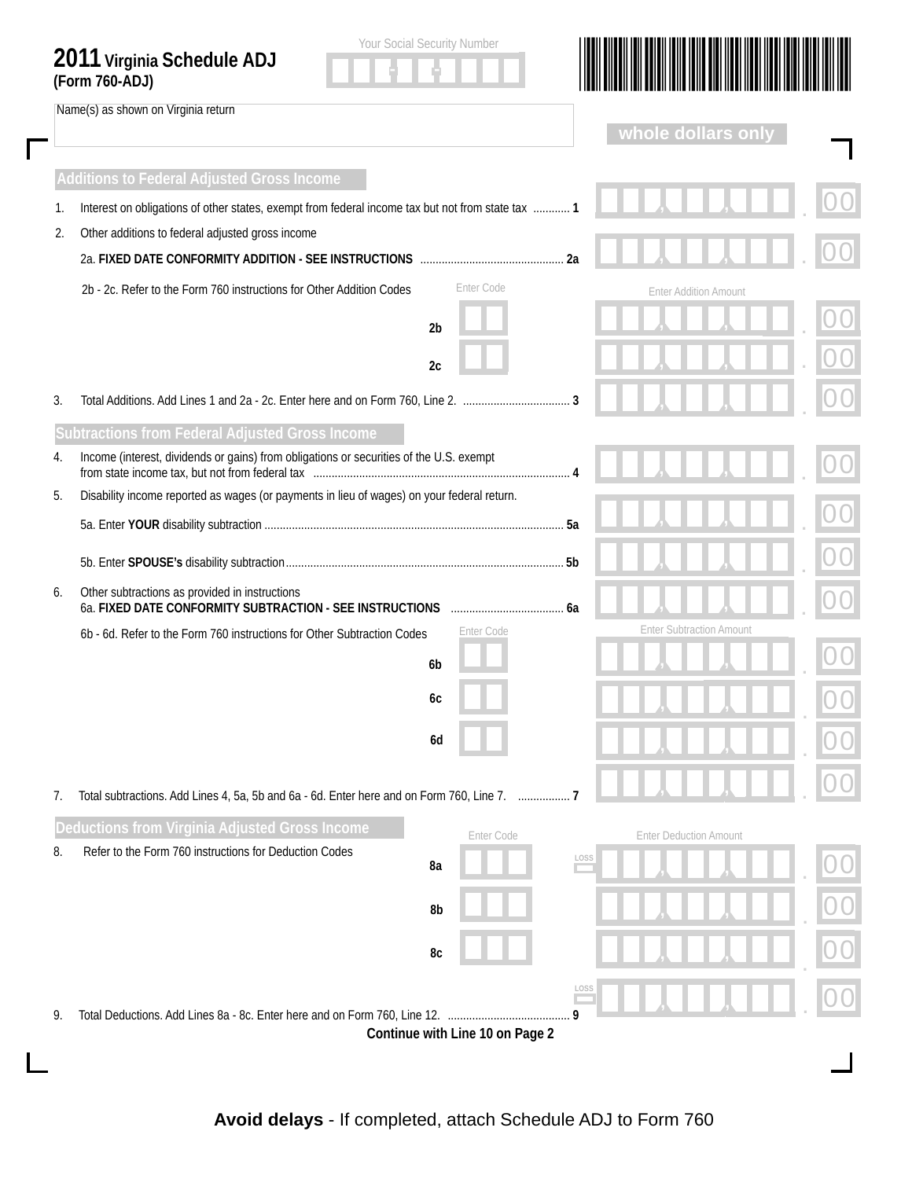# 2011 Virginia Schedule ADJ (Form 760-ADJ)

Your Social Security Number

Name(s) as shown on Virginia return

whole dollars only

## Additions to Federal Adjusted Gross Income

1. Interest on obligations of other states, exempt from federal income tax but not from state tax ............ 1 — .00

2. Other additions to federal adjusted gross income

   2a. **FIXED DATE CONFORMITY ADDITION - SEE INSTRUCTIONS** ............................................... 2a — .00

   2b - 2c. Refer to the Form 760 instructions for Other Addition Codes

| | Enter Code | Enter Addition Amount |
|---|---|---|
| 2b | | .00 |
| 2c | | .00 |

3. Total Additions. Add Lines 1 and 2a - 2c. Enter here and on Form 760, Line 2. .................................. 3 — .00

## Subtractions from Federal Adjusted Gross Income

4. Income (interest, dividends or gains) from obligations or securities of the U.S. exempt from state income tax, but not from federal tax ................................................................................... 4 — .00

5. Disability income reported as wages (or payments in lieu of wages) on your federal return.

   5a. Enter **YOUR** disability subtraction ................................................................................................ 5a — .00

   5b. Enter **SPOUSE's** disability subtraction.......................................................................................... 5b — .00

6. Other subtractions as provided in instructions

   6a. **FIXED DATE CONFORMITY SUBTRACTION - SEE INSTRUCTIONS** ..................................... 6a — .00

   6b - 6d. Refer to the Form 760 instructions for Other Subtraction Codes

| | Enter Code | Enter Subtraction Amount |
|---|---|---|
| 6b | | .00 |
| 6c | | .00 |
| 6d | | .00 |

7. Total subtractions. Add Lines 4, 5a, 5b and 6a - 6d. Enter here and on Form 760, Line 7. ................. 7 — .00

## Deductions from Virginia Adjusted Gross Income

8. Refer to the Form 760 instructions for Deduction Codes

| | Enter Code | | Enter Deduction Amount |
|---|---|---|---|
| 8a | | LOSS | .00 |
| 8b | | | .00 |
| 8c | | | .00 |

9. Total Deductions. Add Lines 8a - 8c. Enter here and on Form 760, Line 12. ........................................ 9 — LOSS — .00

**Continue with Line 10 on Page 2**

**Avoid delays** - If completed, attach Schedule ADJ to Form 760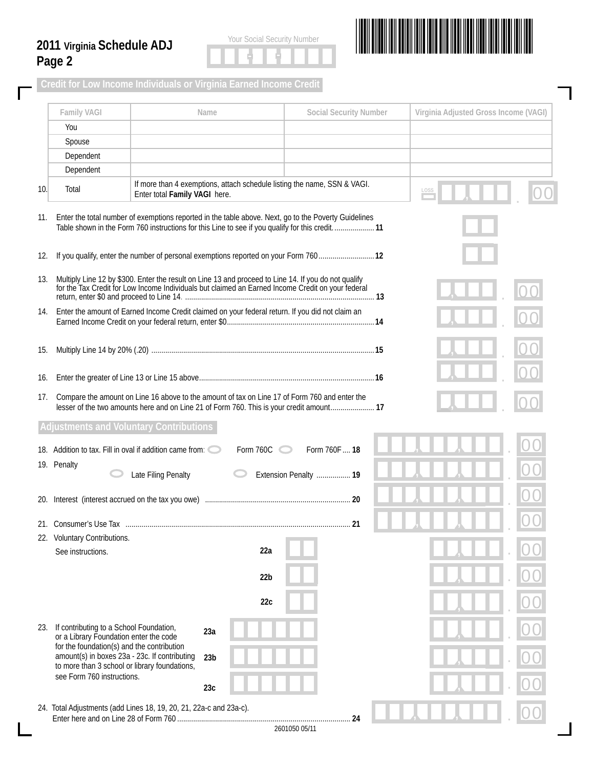# 2011 Virginia Schedule ADJ Page 2

Your Social Security Number

## Credit for Low Income Individuals or Virginia Earned Income Credit

| Family VAGI | Name | Social Security Number | Virginia Adjusted Gross Income (VAGI) |
|---|---|---|---|
| You | | | |
| Spouse | | | |
| Dependent | | | |
| Dependent | | | |
| 10. Total | If more than 4 exemptions, attach schedule listing the name, SSN & VAGI. Enter total **Family VAGI** here. | | LOSS .00 |

11. Enter the total number of exemptions reported in the table above. Next, go to the Poverty Guidelines Table shown in the Form 760 instructions for this Line to see if you qualify for this credit. .................... 11

12. If you qualify, enter the number of personal exemptions reported on your Form 760 ............................ 12

13. Multiply Line 12 by $300. Enter the result on Line 13 and proceed to Line 14. If you do not qualify for the Tax Credit for Low Income Individuals but claimed an Earned Income Credit on your federal return, enter $0 and proceed to Line 14. ............................................................................................. 13 .00

14. Enter the amount of Earned Income Credit claimed on your federal return. If you did not claim an Earned Income Credit on your federal return, enter $0 ........................................................................ 14 .00

15. Multiply Line 14 by 20% (.20) .............................................................................................................. 15 .00

16. Enter the greater of Line 13 or Line 15 above ....................................................................................... 16 .00

17. Compare the amount on Line 16 above to the amount of tax on Line 17 of Form 760 and enter the lesser of the two amounts here and on Line 21 of Form 760. This is your credit amount ...................... 17 .00

## Adjustments and Voluntary Contributions

18. Addition to tax. Fill in oval if addition came from: ⬭ Form 760C ⬭ Form 760F .... 18 .00

19. Penalty ⬭ Late Filing Penalty ⬭ Extension Penalty ................. 19 .00

20. Interest (interest accrued on the tax you owe) ........................................................................ 20 .00

21. Consumer's Use Tax ................................................................................................................ 21 .00

22. Voluntary Contributions. See instructions.
 - 22a .00
 - 22b .00
 - 22c .00

23. If contributing to a School Foundation, or a Library Foundation enter the code for the foundation(s) and the contribution amount(s) in boxes 23a - 23c. If contributing to more than 3 school or library foundations, see Form 760 instructions.
 - 23a .00
 - 23b .00
 - 23c .00

24. Total Adjustments (add Lines 18, 19, 20, 21, 22a-c and 23a-c). Enter here and on Line 28 of Form 760 ....................................................................................... 24 .00

2601050 05/11